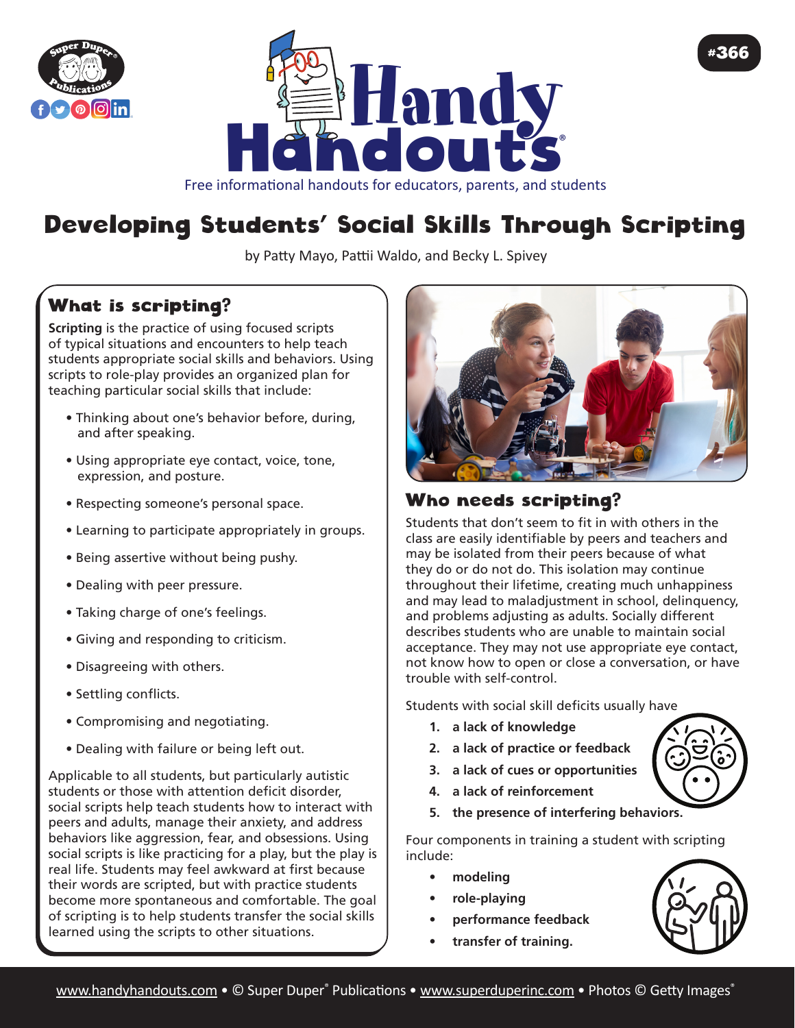#366

# Handy Handouts®

Free informational handouts for educators, parents, and students

# Developing Students' Social Skills Through Scripting

by Patty Mayo, Pattii Waldo, and Becky L. Spivey

## What is scripting?

**Scripting** is the practice of using focused scripts of typical situations and encounters to help teach students appropriate social skills and behaviors. Using scripts to role-play provides an organized plan for teaching particular social skills that include:

- Thinking about one's behavior before, during, and after speaking.
- Using appropriate eye contact, voice, tone, expression, and posture.
- Respecting someone's personal space.
- Learning to participate appropriately in groups.
- Being assertive without being pushy.
- Dealing with peer pressure.
- Taking charge of one's feelings.
- Giving and responding to criticism.
- Disagreeing with others.
- Settling conflicts.
- Compromising and negotiating.
- Dealing with failure or being left out.

Applicable to all students, but particularly autistic students or those with attention deficit disorder, social scripts help teach students how to interact with peers and adults, manage their anxiety, and address behaviors like aggression, fear, and obsessions. Using social scripts is like practicing for a play, but the play is real life. Students may feel awkward at first because their words are scripted, but with practice students become more spontaneous and comfortable. The goal of scripting is to help students transfer the social skills learned using the scripts to other situations.

## Who needs scripting?

Students that don't seem to fit in with others in the class are easily identifiable by peers and teachers and may be isolated from their peers because of what they do or do not do. This isolation may continue throughout their lifetime, creating much unhappiness and may lead to maladjustment in school, delinquency, and problems adjusting as adults. Socially different describes students who are unable to maintain social acceptance. They may not use appropriate eye contact, not know how to open or close a conversation, or have trouble with self-control.

Students with social skill deficits usually have

1. **a lack of knowledge**
2. **a lack of practice or feedback**
3. **a lack of cues or opportunities**
4. **a lack of reinforcement**
5. **the presence of interfering behaviors.**

Four components in training a student with scripting include:

- **modeling**
- **role-playing**
- **performance feedback**
- **transfer of training.**

www.handyhandouts.com • © Super Duper® Publications • www.superduperinc.com • Photos © Getty Images®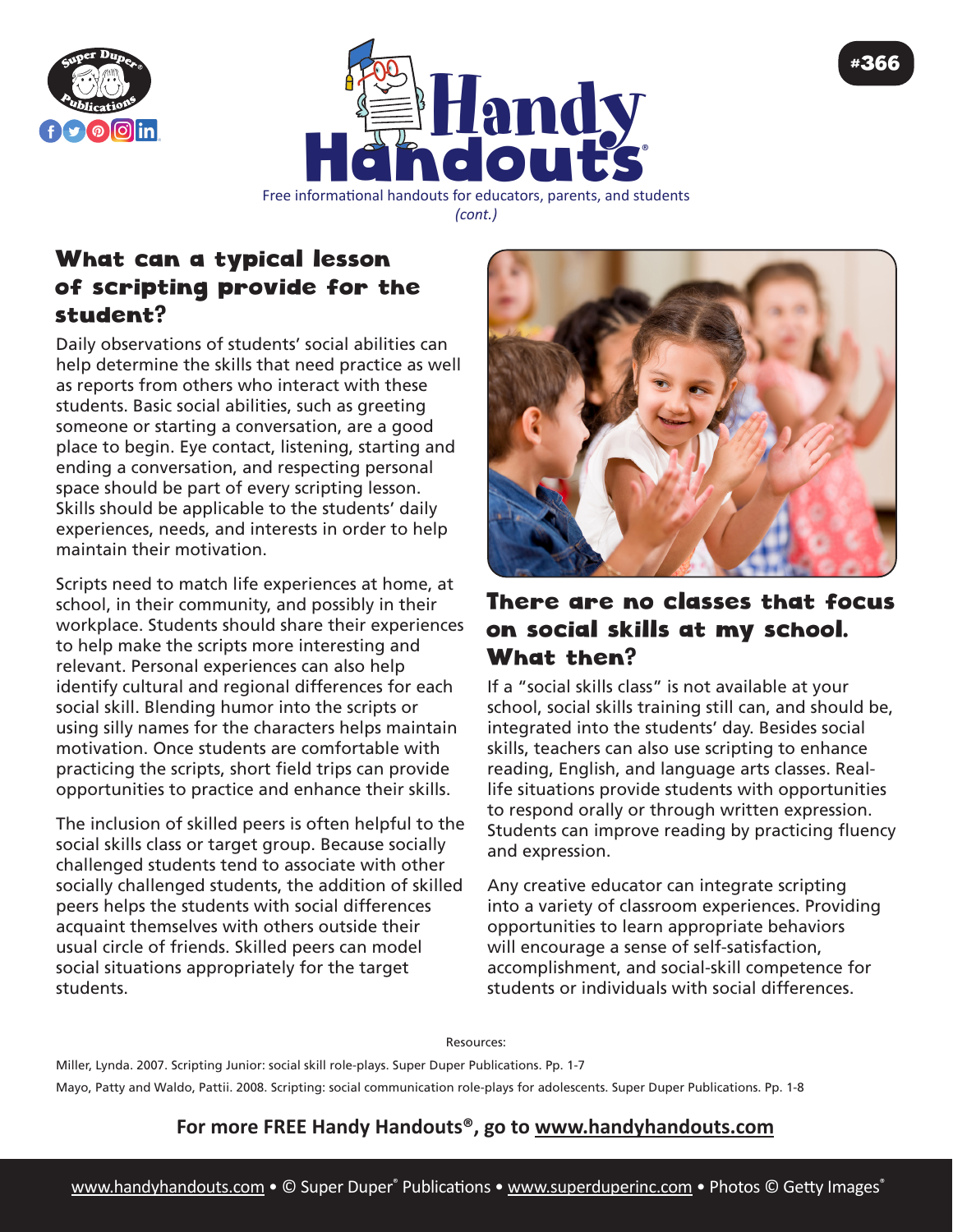*(cont.)*

## What can a typical lesson of scripting provide for the student?

Daily observations of students' social abilities can help determine the skills that need practice as well as reports from others who interact with these students. Basic social abilities, such as greeting someone or starting a conversation, are a good place to begin. Eye contact, listening, starting and ending a conversation, and respecting personal space should be part of every scripting lesson. Skills should be applicable to the students' daily experiences, needs, and interests in order to help maintain their motivation.

Scripts need to match life experiences at home, at school, in their community, and possibly in their workplace. Students should share their experiences to help make the scripts more interesting and relevant. Personal experiences can also help identify cultural and regional differences for each social skill. Blending humor into the scripts or using silly names for the characters helps maintain motivation. Once students are comfortable with practicing the scripts, short field trips can provide opportunities to practice and enhance their skills.

The inclusion of skilled peers is often helpful to the social skills class or target group. Because socially challenged students tend to associate with other socially challenged students, the addition of skilled peers helps the students with social differences acquaint themselves with others outside their usual circle of friends. Skilled peers can model social situations appropriately for the target students.

## There are no classes that focus on social skills at my school. What then?

If a "social skills class" is not available at your school, social skills training still can, and should be, integrated into the students' day. Besides social skills, teachers can also use scripting to enhance reading, English, and language arts classes. Real-life situations provide students with opportunities to respond orally or through written expression. Students can improve reading by practicing fluency and expression.

Any creative educator can integrate scripting into a variety of classroom experiences. Providing opportunities to learn appropriate behaviors will encourage a sense of self-satisfaction, accomplishment, and social-skill competence for students or individuals with social differences.

Resources:

Miller, Lynda. 2007. Scripting Junior: social skill role-plays. Super Duper Publications. Pp. 1-7

Mayo, Patty and Waldo, Pattii. 2008. Scripting: social communication role-plays for adolescents. Super Duper Publications. Pp. 1-8

**For more FREE Handy Handouts®, go to www.handyhandouts.com**